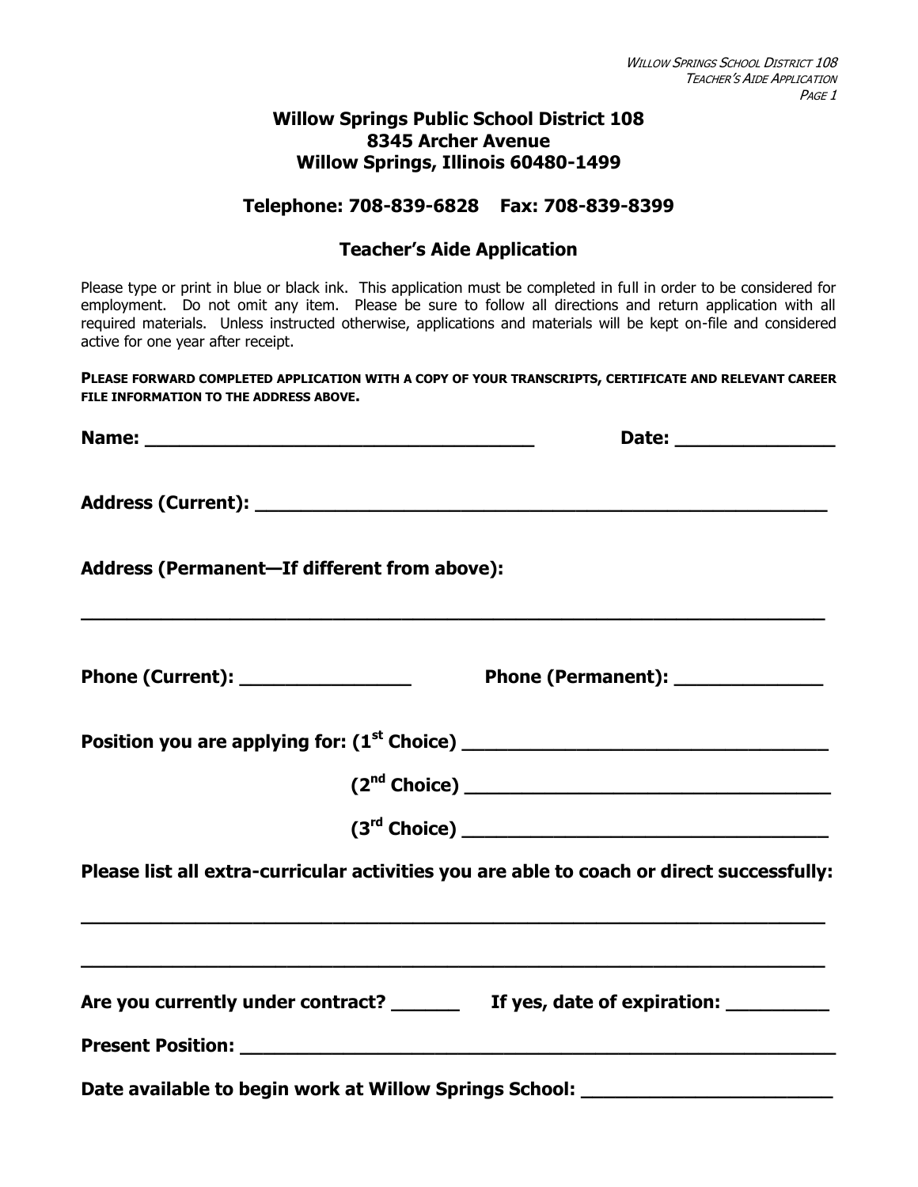# Willow Springs Public School District 108
## 8345 Archer Avenue
## Willow Springs, Illinois 60480-1499

**Telephone: 708-839-6828 Fax: 708-839-8399**

## Teacher's Aide Application

Please type or print in blue or black ink. This application must be completed in full in order to be considered for employment. Do not omit any item. Please be sure to follow all directions and return application with all required materials. Unless instructed otherwise, applications and materials will be kept on-file and considered active for one year after receipt.

**PLEASE FORWARD COMPLETED APPLICATION WITH A COPY OF YOUR TRANSCRIPTS, CERTIFICATE AND RELEVANT CAREER FILE INFORMATION TO THE ADDRESS ABOVE.**

**Name:** ____________________________________ **Date:** _______________

**Address (Current):** ______________________________________________________

**Address (Permanent—If different from above):**

_________________________________________________________________________

**Phone (Current):** ________________ **Phone (Permanent):** ______________

**Position you are applying for: (1st Choice)** ___________________________________

**(2nd Choice)** ___________________________________

**(3rd Choice)** ___________________________________

**Please list all extra-curricular activities you are able to coach or direct successfully:**

_________________________________________________________________________

_________________________________________________________________________

**Are you currently under contract?** ______ **If yes, date of expiration:** __________

**Present Position:** ________________________________________________________

**Date available to begin work at Willow Springs School:** ________________________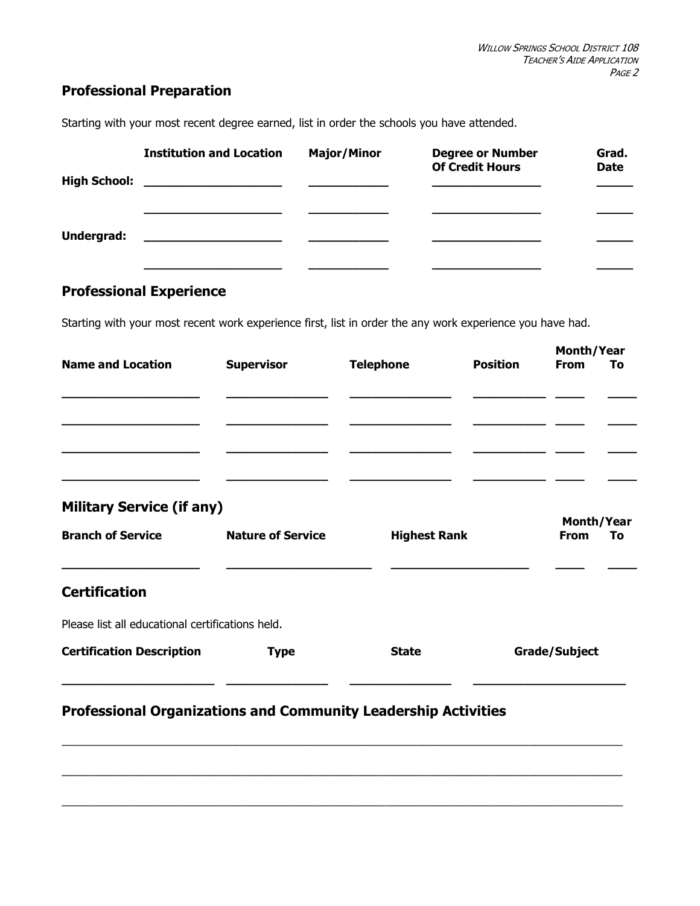## Professional Preparation

Starting with your most recent degree earned, list in order the schools you have attended.

| | Institution and Location | Major/Minor | Degree or Number Of Credit Hours | Grad. Date |
|---|---|---|---|---|
| High School: | | | | |
| | | | | |
| Undergrad: | | | | |
| | | | | |

## Professional Experience

Starting with your most recent work experience first, list in order the any work experience you have had.

| Name and Location | Supervisor | Telephone | Position | Month/Year From | To |
|---|---|---|---|---|---|
| | | | | | |
| | | | | | |
| | | | | | |
| | | | | | |

## Military Service (if any)

| Branch of Service | Nature of Service | Highest Rank | Month/Year From | To |
|---|---|---|---|---|
| | | | | |

## Certification

Please list all educational certifications held.

| Certification Description | Type | State | Grade/Subject |
|---|---|---|---|
| | | | |

## Professional Organizations and Community Leadership Activities

\_\_\_\_\_\_\_\_\_\_\_\_\_\_\_\_\_\_\_\_\_\_\_\_\_\_\_\_\_\_\_\_\_\_\_\_\_\_\_\_\_\_\_\_\_\_\_\_\_\_\_\_\_\_\_\_\_\_\_\_\_\_\_\_\_\_\_\_\_\_\_\_\_\_\_\_\_\_

\_\_\_\_\_\_\_\_\_\_\_\_\_\_\_\_\_\_\_\_\_\_\_\_\_\_\_\_\_\_\_\_\_\_\_\_\_\_\_\_\_\_\_\_\_\_\_\_\_\_\_\_\_\_\_\_\_\_\_\_\_\_\_\_\_\_\_\_\_\_\_\_\_\_\_\_\_\_

\_\_\_\_\_\_\_\_\_\_\_\_\_\_\_\_\_\_\_\_\_\_\_\_\_\_\_\_\_\_\_\_\_\_\_\_\_\_\_\_\_\_\_\_\_\_\_\_\_\_\_\_\_\_\_\_\_\_\_\_\_\_\_\_\_\_\_\_\_\_\_\_\_\_\_\_\_\_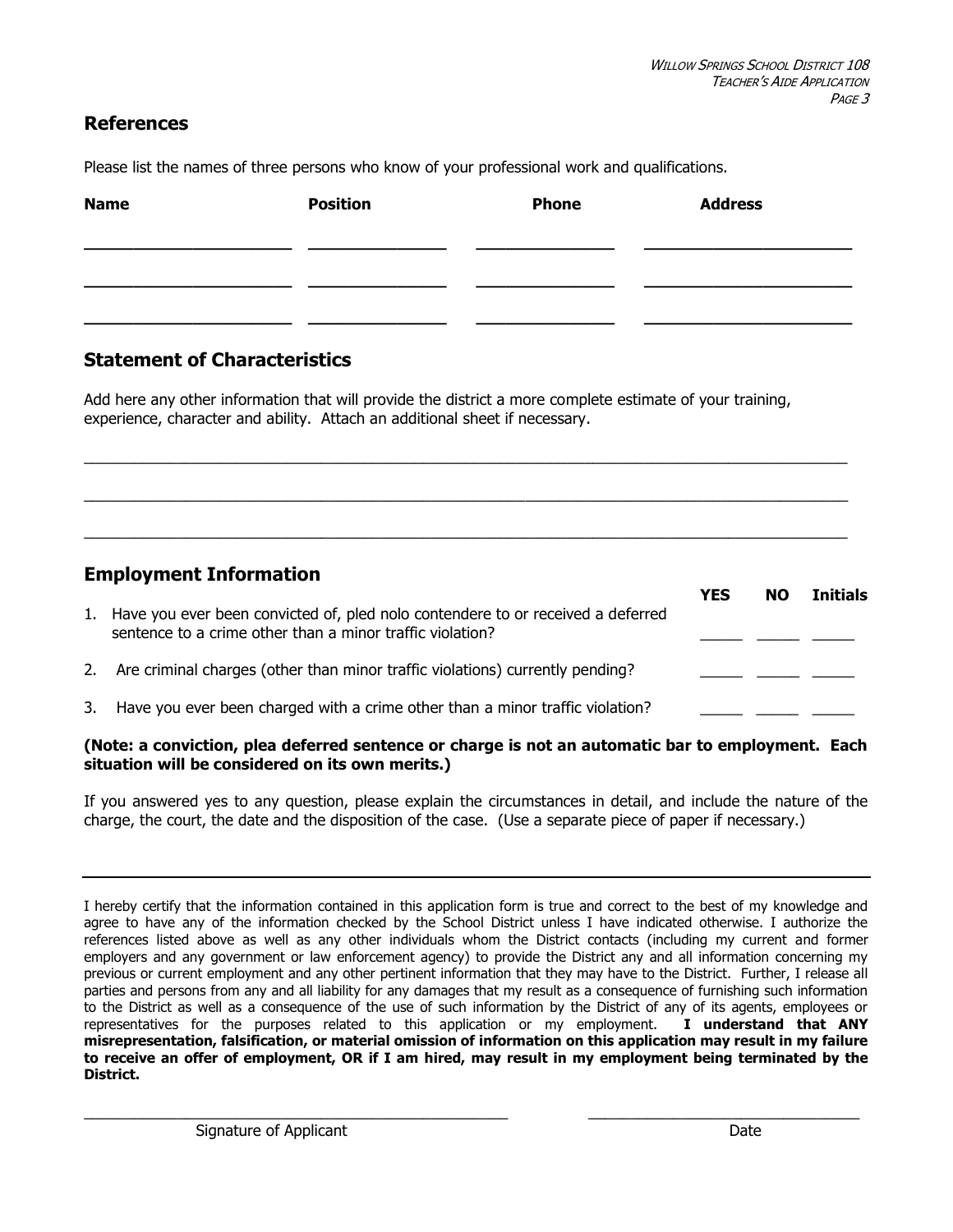## References

Please list the names of three persons who know of your professional work and qualifications.

| Name | Position | Phone | Address |
|---|---|---|---|
| | | | |
| | | | |
| | | | |

## Statement of Characteristics

Add here any other information that will provide the district a more complete estimate of your training, experience, character and ability. Attach an additional sheet if necessary.

\_\_\_\_\_\_\_\_\_\_\_\_\_\_\_\_\_\_\_\_\_\_\_\_\_\_\_\_\_\_\_\_\_\_\_\_\_\_\_\_\_\_\_\_\_\_\_\_\_\_\_\_\_\_\_\_\_\_\_\_\_\_\_\_\_\_\_\_\_\_\_\_\_\_\_\_\_\_

\_\_\_\_\_\_\_\_\_\_\_\_\_\_\_\_\_\_\_\_\_\_\_\_\_\_\_\_\_\_\_\_\_\_\_\_\_\_\_\_\_\_\_\_\_\_\_\_\_\_\_\_\_\_\_\_\_\_\_\_\_\_\_\_\_\_\_\_\_\_\_\_\_\_\_\_\_\_

\_\_\_\_\_\_\_\_\_\_\_\_\_\_\_\_\_\_\_\_\_\_\_\_\_\_\_\_\_\_\_\_\_\_\_\_\_\_\_\_\_\_\_\_\_\_\_\_\_\_\_\_\_\_\_\_\_\_\_\_\_\_\_\_\_\_\_\_\_\_\_\_\_\_\_\_\_\_

## Employment Information

| | YES | NO | Initials |
|---|---|---|---|
| 1. Have you ever been convicted of, pled nolo contendere to or received a deferred sentence to a crime other than a minor traffic violation? | | | |
| 2. Are criminal charges (other than minor traffic violations) currently pending? | | | |
| 3. Have you ever been charged with a crime other than a minor traffic violation? | | | |

**(Note: a conviction, plea deferred sentence or charge is not an automatic bar to employment. Each situation will be considered on its own merits.)**

If you answered yes to any question, please explain the circumstances in detail, and include the nature of the charge, the court, the date and the disposition of the case. (Use a separate piece of paper if necessary.)

---

I hereby certify that the information contained in this application form is true and correct to the best of my knowledge and agree to have any of the information checked by the School District unless I have indicated otherwise. I authorize the references listed above as well as any other individuals whom the District contacts (including my current and former employers and any government or law enforcement agency) to provide the District any and all information concerning my previous or current employment and any other pertinent information that they may have to the District. Further, I release all parties and persons from any and all liability for any damages that my result as a consequence of furnishing such information to the District as well as a consequence of the use of such information by the District of any of its agents, employees or representatives for the purposes related to this application or my employment. **I understand that ANY misrepresentation, falsification, or material omission of information on this application may result in my failure to receive an offer of employment, OR if I am hired, may result in my employment being terminated by the District.**

\_\_\_\_\_\_\_\_\_\_\_\_\_\_\_\_\_\_\_\_\_\_\_\_\_\_\_\_\_\_\_\_\_\_\_\_\_\_\_\_ \_\_\_\_\_\_\_\_\_\_\_\_\_\_\_\_\_\_\_\_\_\_\_\_\_\_\_\_

Signature of Applicant Date